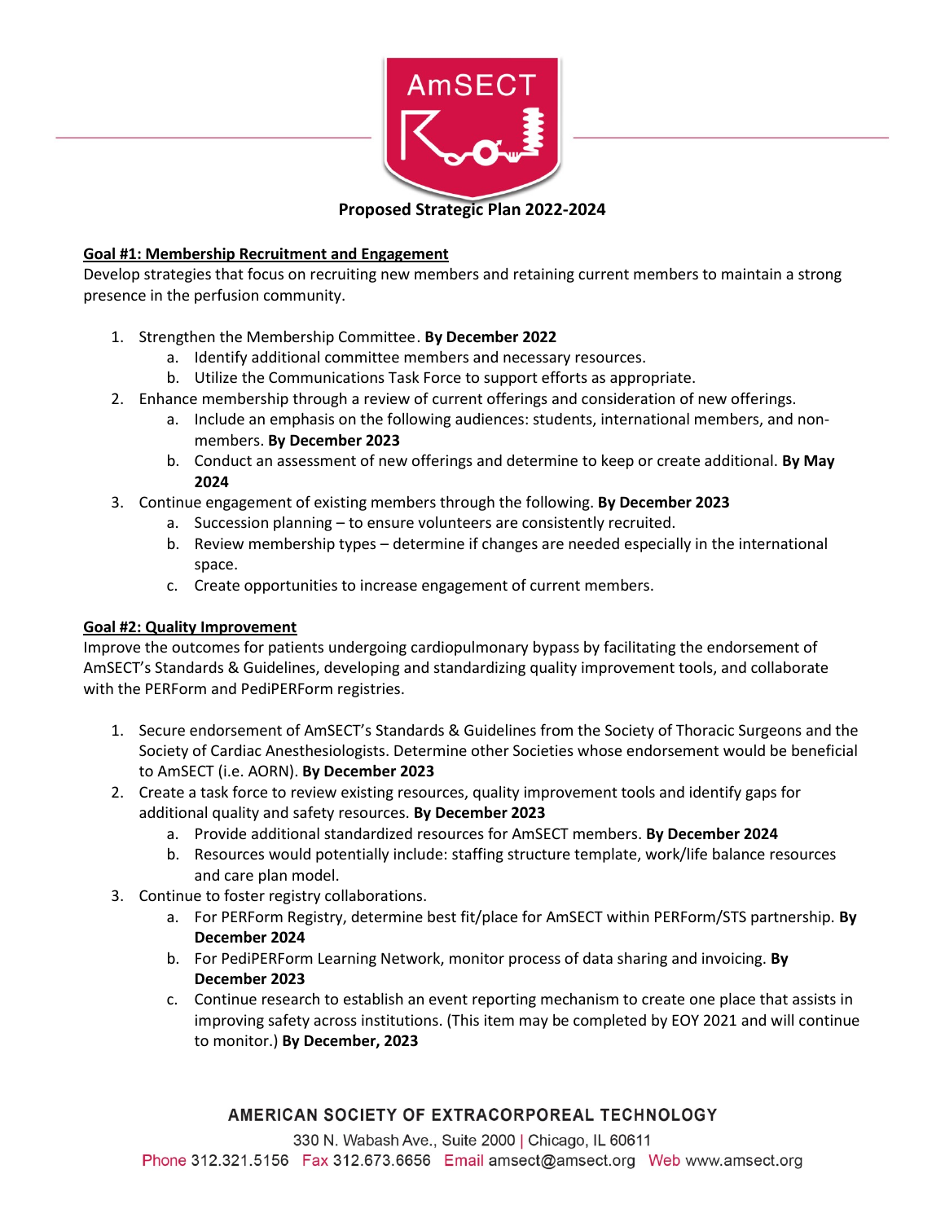AmSECT

# Proposed Strategic Plan 2022-2024

## Goal #1: Membership Recruitment and Engagement

Develop strategies that focus on recruiting new members and retaining current members to maintain a strong presence in the perfusion community.

1. Strengthen the Membership Committee. **By December 2022**
   a. Identify additional committee members and necessary resources.
   b. Utilize the Communications Task Force to support efforts as appropriate.
2. Enhance membership through a review of current offerings and consideration of new offerings.
   a. Include an emphasis on the following audiences: students, international members, and non-members. **By December 2023**
   b. Conduct an assessment of new offerings and determine to keep or create additional. **By May 2024**
3. Continue engagement of existing members through the following. **By December 2023**
   a. Succession planning – to ensure volunteers are consistently recruited.
   b. Review membership types – determine if changes are needed especially in the international space.
   c. Create opportunities to increase engagement of current members.

## Goal #2: Quality Improvement

Improve the outcomes for patients undergoing cardiopulmonary bypass by facilitating the endorsement of AmSECT's Standards & Guidelines, developing and standardizing quality improvement tools, and collaborate with the PERForm and PediPERForm registries.

1. Secure endorsement of AmSECT's Standards & Guidelines from the Society of Thoracic Surgeons and the Society of Cardiac Anesthesiologists. Determine other Societies whose endorsement would be beneficial to AmSECT (i.e. AORN). **By December 2023**
2. Create a task force to review existing resources, quality improvement tools and identify gaps for additional quality and safety resources. **By December 2023**
   a. Provide additional standardized resources for AmSECT members. **By December 2024**
   b. Resources would potentially include: staffing structure template, work/life balance resources and care plan model.
3. Continue to foster registry collaborations.
   a. For PERForm Registry, determine best fit/place for AmSECT within PERForm/STS partnership. **By December 2024**
   b. For PediPERForm Learning Network, monitor process of data sharing and invoicing. **By December 2023**
   c. Continue research to establish an event reporting mechanism to create one place that assists in improving safety across institutions. (This item may be completed by EOY 2021 and will continue to monitor.) **By December, 2023**

AMERICAN SOCIETY OF EXTRACORPOREAL TECHNOLOGY
330 N. Wabash Ave., Suite 2000 | Chicago, IL 60611
Phone 312.321.5156 Fax 312.673.6656 Email amsect@amsect.org Web www.amsect.org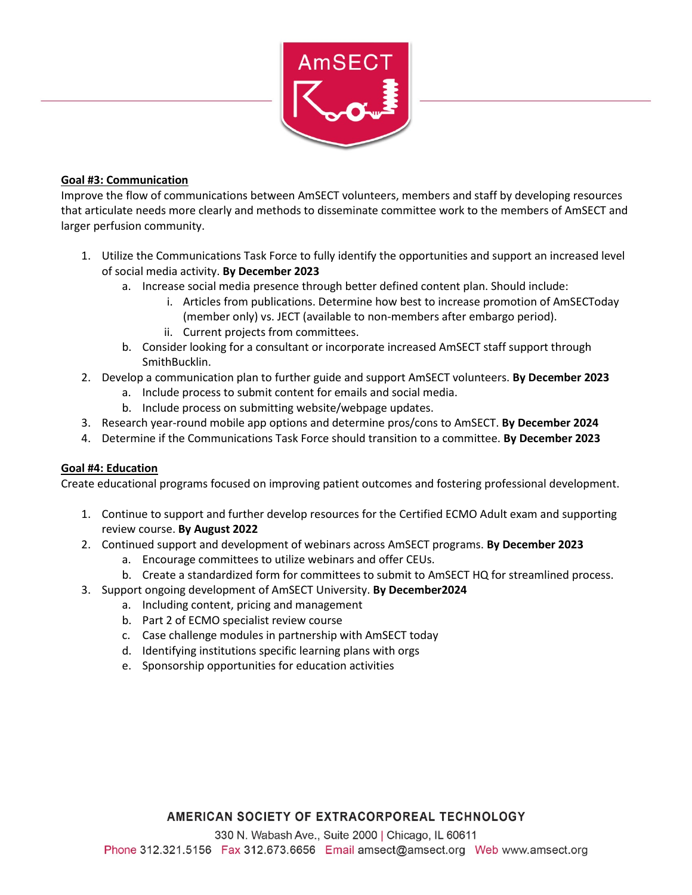**Goal #3: Communication**

Improve the flow of communications between AmSECT volunteers, members and staff by developing resources that articulate needs more clearly and methods to disseminate committee work to the members of AmSECT and larger perfusion community.

1. Utilize the Communications Task Force to fully identify the opportunities and support an increased level of social media activity. **By December 2023**
   a. Increase social media presence through better defined content plan. Should include:
      i. Articles from publications. Determine how best to increase promotion of AmSECToday (member only) vs. JECT (available to non-members after embargo period).
      ii. Current projects from committees.
   b. Consider looking for a consultant or incorporate increased AmSECT staff support through SmithBucklin.
2. Develop a communication plan to further guide and support AmSECT volunteers. **By December 2023**
   a. Include process to submit content for emails and social media.
   b. Include process on submitting website/webpage updates.
3. Research year-round mobile app options and determine pros/cons to AmSECT. **By December 2024**
4. Determine if the Communications Task Force should transition to a committee. **By December 2023**

**Goal #4: Education**

Create educational programs focused on improving patient outcomes and fostering professional development.

1. Continue to support and further develop resources for the Certified ECMO Adult exam and supporting review course. **By August 2022**
2. Continued support and development of webinars across AmSECT programs. **By December 2023**
   a. Encourage committees to utilize webinars and offer CEUs.
   b. Create a standardized form for committees to submit to AmSECT HQ for streamlined process.
3. Support ongoing development of AmSECT University. **By December2024**
   a. Including content, pricing and management
   b. Part 2 of ECMO specialist review course
   c. Case challenge modules in partnership with AmSECT today
   d. Identifying institutions specific learning plans with orgs
   e. Sponsorship opportunities for education activities